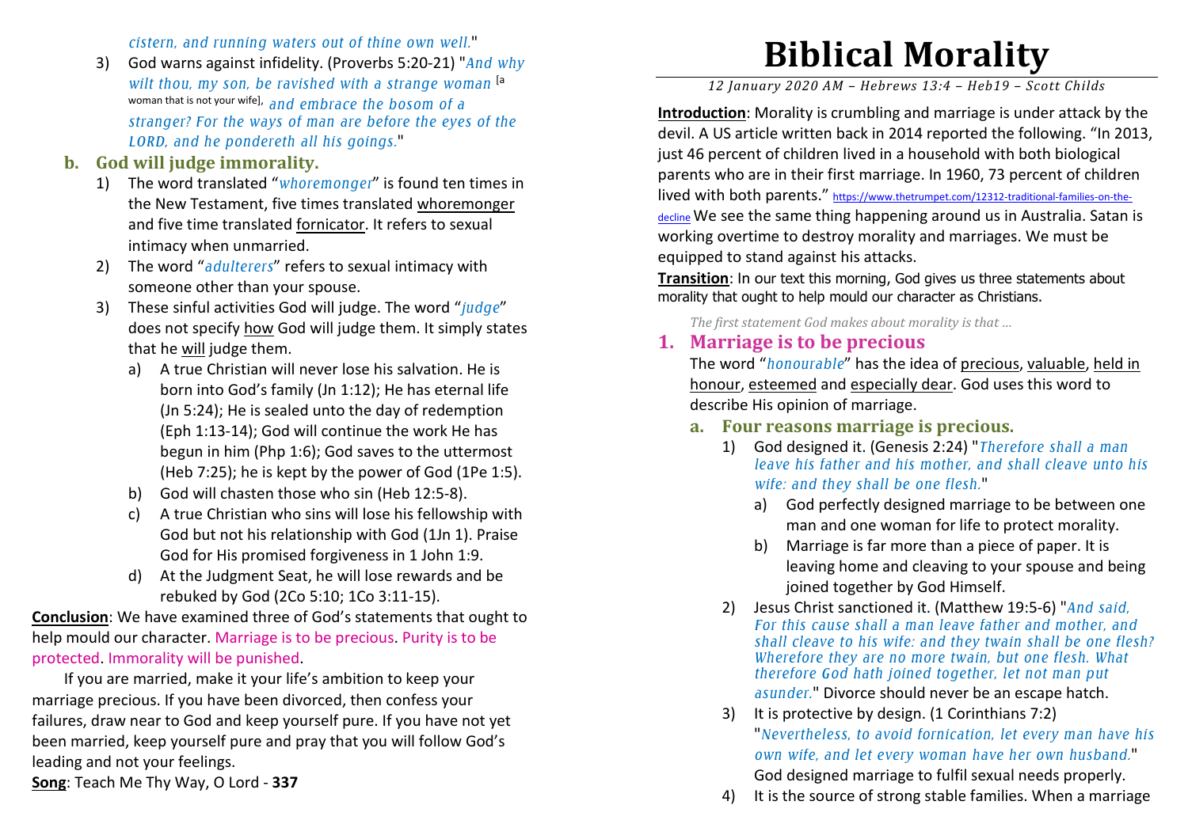# Biblical Morality

*12 January 2020 AM – Hebrews 13:4 – Heb19 – Scott Childs*

**Introduction**: Morality is crumbling and marriage is under attack by the devil. A US article written back in 2014 reported the following. "In 2013, just 46 percent of children lived in a household with both biological parents who are in their first marriage. In 1960, 73 percent of children lived with both parents." https://www.thetrumpet.com/12312-traditional-families-on-the-decline We see the same thing happening around us in Australia. Satan is working overtime to destroy morality and marriages. We must be equipped to stand against his attacks.

**Transition**: In our text this morning, God gives us three statements about morality that ought to help mould our character as Christians.

*The first statement God makes about morality is that …*

## 1. Marriage is to be precious

The word "*honourable*" has the idea of precious, valuable, held in honour, esteemed and especially dear. God uses this word to describe His opinion of marriage.

### a. Four reasons marriage is precious.

1) God designed it. (Genesis 2:24) "*Therefore shall a man leave his father and his mother, and shall cleave unto his wife: and they shall be one flesh.*"
   a) God perfectly designed marriage to be between one man and one woman for life to protect morality.
   b) Marriage is far more than a piece of paper. It is leaving home and cleaving to your spouse and being joined together by God Himself.
2) Jesus Christ sanctioned it. (Matthew 19:5-6) "*And said, For this cause shall a man leave father and mother, and shall cleave to his wife: and they twain shall be one flesh? Wherefore they are no more twain, but one flesh. What therefore God hath joined together, let not man put asunder.*" Divorce should never be an escape hatch.
3) It is protective by design. (1 Corinthians 7:2) "*Nevertheless, to avoid fornication, let every man have his own wife, and let every woman have her own husband.*" God designed marriage to fulfil sexual needs properly.
4) It is the source of strong stable families. When a marriage

*cistern, and running waters out of thine own well.*"

3) God warns against infidelity. (Proverbs 5:20-21) "*And why wilt thou, my son, be ravished with a strange woman* [a woman that is not your wife], *and embrace the bosom of a stranger? For the ways of man are before the eyes of the LORD, and he pondereth all his goings.*"

### b. God will judge immorality.

1) The word translated "*whoremonger*" is found ten times in the New Testament, five times translated whoremonger and five time translated fornicator. It refers to sexual intimacy when unmarried.
2) The word "*adulterers*" refers to sexual intimacy with someone other than your spouse.
3) These sinful activities God will judge. The word "*judge*" does not specify how God will judge them. It simply states that he will judge them.
   a) A true Christian will never lose his salvation. He is born into God's family (Jn 1:12); He has eternal life (Jn 5:24); He is sealed unto the day of redemption (Eph 1:13-14); God will continue the work He has begun in him (Php 1:6); God saves to the uttermost (Heb 7:25); he is kept by the power of God (1Pe 1:5).
   b) God will chasten those who sin (Heb 12:5-8).
   c) A true Christian who sins will lose his fellowship with God but not his relationship with God (1Jn 1). Praise God for His promised forgiveness in 1 John 1:9.
   d) At the Judgment Seat, he will lose rewards and be rebuked by God (2Co 5:10; 1Co 3:11-15).

**Conclusion**: We have examined three of God's statements that ought to help mould our character. Marriage is to be precious. Purity is to be protected. Immorality will be punished.

If you are married, make it your life's ambition to keep your marriage precious. If you have been divorced, then confess your failures, draw near to God and keep yourself pure. If you have not yet been married, keep yourself pure and pray that you will follow God's leading and not your feelings.

**Song**: Teach Me Thy Way, O Lord - **337**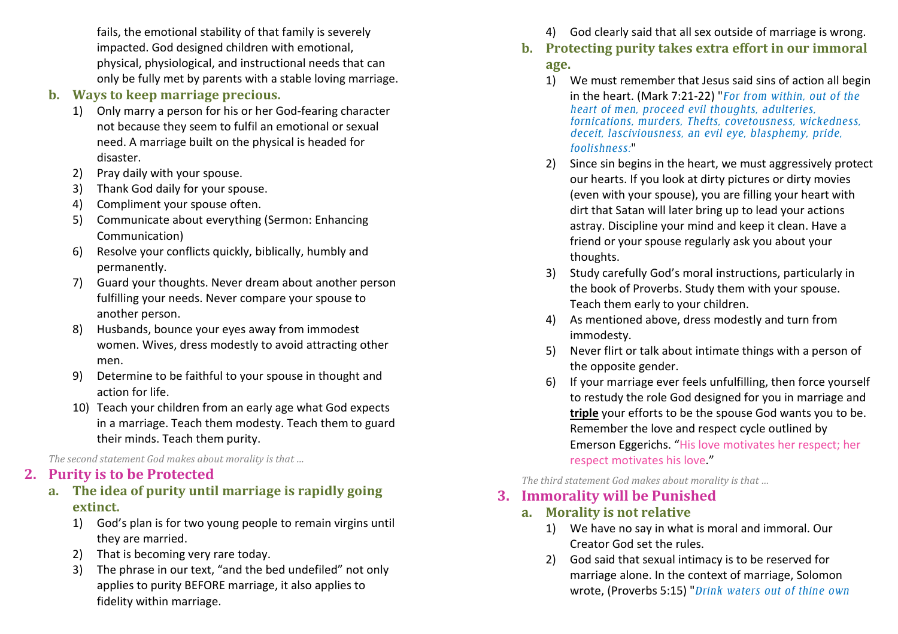fails, the emotional stability of that family is severely impacted. God designed children with emotional, physical, physiological, and instructional needs that can only be fully met by parents with a stable loving marriage.

### b. Ways to keep marriage precious.

1) Only marry a person for his or her God-fearing character not because they seem to fulfil an emotional or sexual need. A marriage built on the physical is headed for disaster.
2) Pray daily with your spouse.
3) Thank God daily for your spouse.
4) Compliment your spouse often.
5) Communicate about everything (Sermon: Enhancing Communication)
6) Resolve your conflicts quickly, biblically, humbly and permanently.
7) Guard your thoughts. Never dream about another person fulfilling your needs. Never compare your spouse to another person.
8) Husbands, bounce your eyes away from immodest women. Wives, dress modestly to avoid attracting other men.
9) Determine to be faithful to your spouse in thought and action for life.
10) Teach your children from an early age what God expects in a marriage. Teach them modesty. Teach them to guard their minds. Teach them purity.

*The second statement God makes about morality is that …*

## 2. Purity is to be Protected

### a. The idea of purity until marriage is rapidly going extinct.

1) God's plan is for two young people to remain virgins until they are married.
2) That is becoming very rare today.
3) The phrase in our text, "and the bed undefiled" not only applies to purity BEFORE marriage, it also applies to fidelity within marriage.
4) God clearly said that all sex outside of marriage is wrong.

### b. Protecting purity takes extra effort in our immoral age.

1) We must remember that Jesus said sins of action all begin in the heart. (Mark 7:21-22) "*For from within, out of the heart of men, proceed evil thoughts, adulteries, fornications, murders, Thefts, covetousness, wickedness, deceit, lasciviousness, an evil eye, blasphemy, pride, foolishness:*"
2) Since sin begins in the heart, we must aggressively protect our hearts. If you look at dirty pictures or dirty movies (even with your spouse), you are filling your heart with dirt that Satan will later bring up to lead your actions astray. Discipline your mind and keep it clean. Have a friend or your spouse regularly ask you about your thoughts.
3) Study carefully God's moral instructions, particularly in the book of Proverbs. Study them with your spouse. Teach them early to your children.
4) As mentioned above, dress modestly and turn from immodesty.
5) Never flirt or talk about intimate things with a person of the opposite gender.
6) If your marriage ever feels unfulfilling, then force yourself to restudy the role God designed for you in marriage and **triple** your efforts to be the spouse God wants you to be. Remember the love and respect cycle outlined by Emerson Eggerichs. "His love motivates her respect; her respect motivates his love."

*The third statement God makes about morality is that …*

## 3. Immorality will be Punished

### a. Morality is not relative

1) We have no say in what is moral and immoral. Our Creator God set the rules.
2) God said that sexual intimacy is to be reserved for marriage alone. In the context of marriage, Solomon wrote, (Proverbs 5:15) "*Drink waters out of thine own*